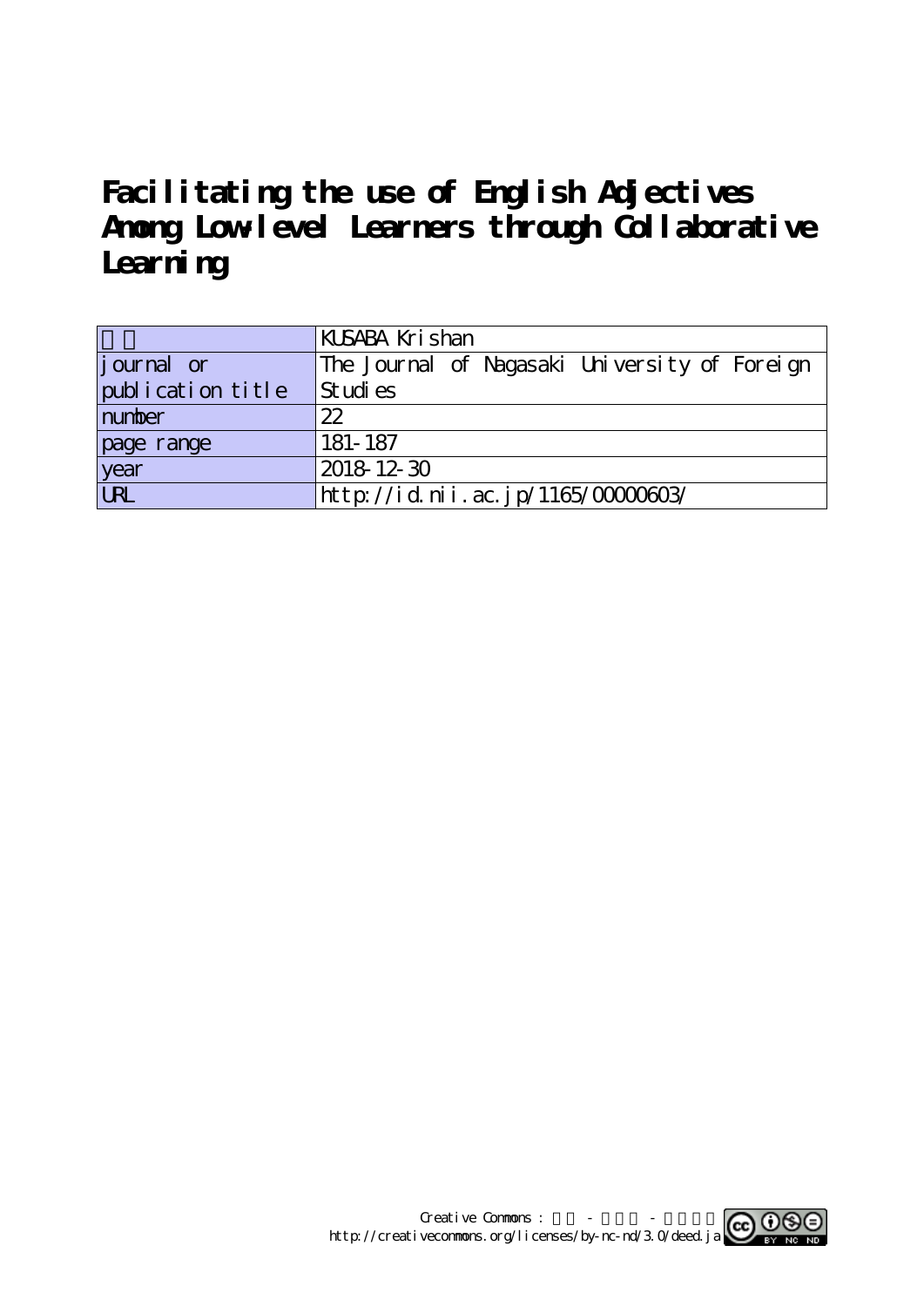# Facilitating the use of English Adjectives Among Low-level Learners through Collaborative Learning

| | |
|---|---|
| 著者 | KUSABA Krishan |
| journal or publication title | The Journal of Nagasaki University of Foreign Studies |
| number | 22 |
| page range | 181-187 |
| year | 2018-12-30 |
| URL | http://id.nii.ac.jp/1165/00000603/ |

Creative Commons : 表示 - 非営利 - 改変禁止
http://creativecommons.org/licenses/by-nc-nd/3.0/deed.ja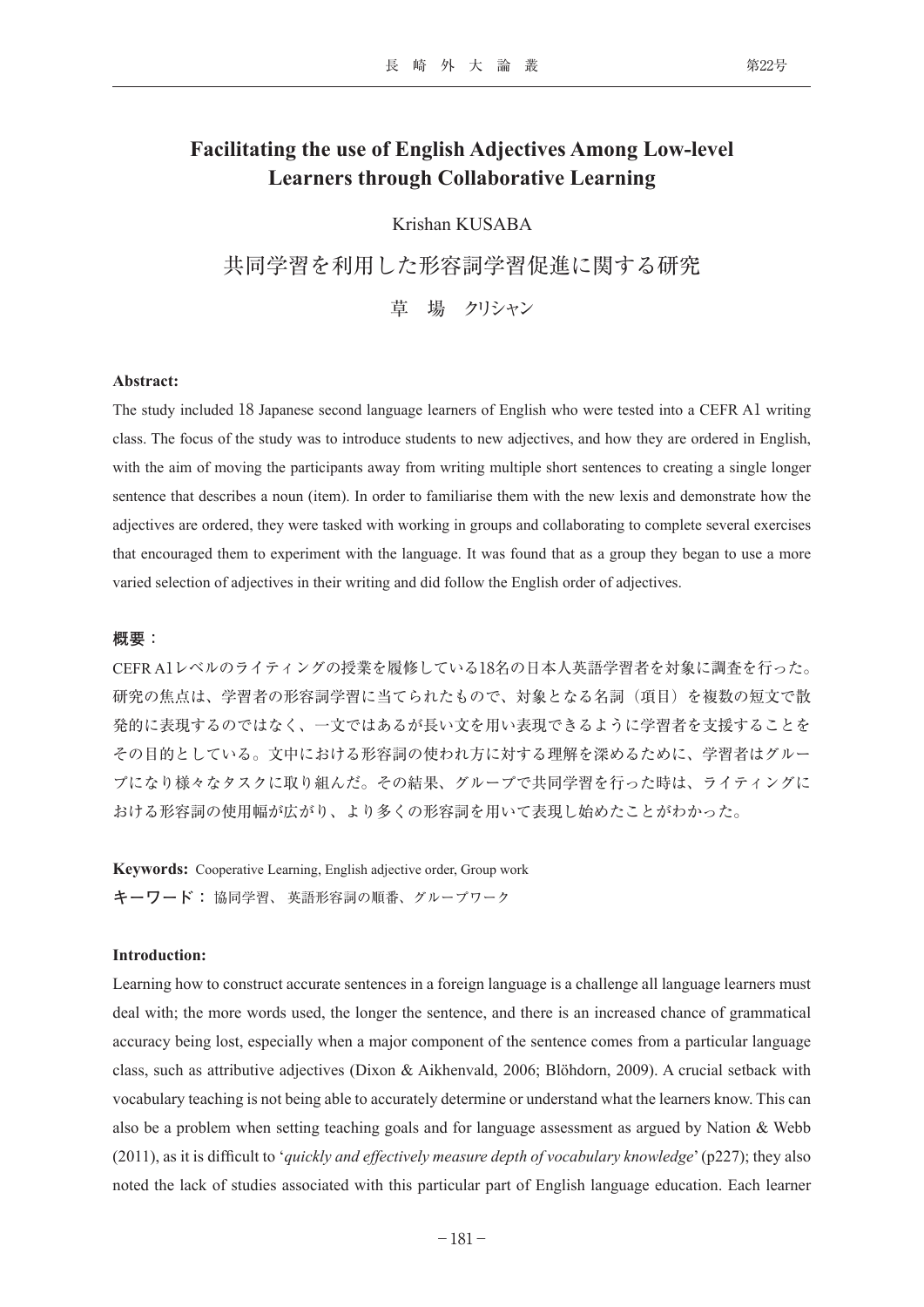# Facilitating the use of English Adjectives Among Low-level Learners through Collaborative Learning

Krishan KUSABA

# 共同学習を利用した形容詞学習促進に関する研究

草　場　クリシャン

**Abstract:**

The study included 18 Japanese second language learners of English who were tested into a CEFR A1 writing class. The focus of the study was to introduce students to new adjectives, and how they are ordered in English, with the aim of moving the participants away from writing multiple short sentences to creating a single longer sentence that describes a noun (item). In order to familiarise them with the new lexis and demonstrate how the adjectives are ordered, they were tasked with working in groups and collaborating to complete several exercises that encouraged them to experiment with the language. It was found that as a group they began to use a more varied selection of adjectives in their writing and did follow the English order of adjectives.

**概要：**

CEFR A1レベルのライティングの授業を履修している18名の日本人英語学習者を対象に調査を行った。研究の焦点は、学習者の形容詞学習に当てられたもので、対象となる名詞（項目）を複数の短文で散発的に表現するのではなく、一文ではあるが長い文を用い表現できるように学習者を支援することをその目的としている。文中における形容詞の使われ方に対する理解を深めるために、学習者はグループになり様々なタスクに取り組んだ。その結果、グループで共同学習を行った時は、ライティングにおける形容詞の使用幅が広がり、より多くの形容詞を用いて表現し始めたことがわかった。

**Keywords:** Cooperative Learning, English adjective order, Group work

**キーワード：** 協同学習、 英語形容詞の順番、グループワーク

**Introduction:**

Learning how to construct accurate sentences in a foreign language is a challenge all language learners must deal with; the more words used, the longer the sentence, and there is an increased chance of grammatical accuracy being lost, especially when a major component of the sentence comes from a particular language class, such as attributive adjectives (Dixon & Aikhenvald, 2006; Blöhdorn, 2009). A crucial setback with vocabulary teaching is not being able to accurately determine or understand what the learners know. This can also be a problem when setting teaching goals and for language assessment as argued by Nation & Webb (2011), as it is difficult to '*quickly and effectively measure depth of vocabulary knowledge*' (p227); they also noted the lack of studies associated with this particular part of English language education. Each learner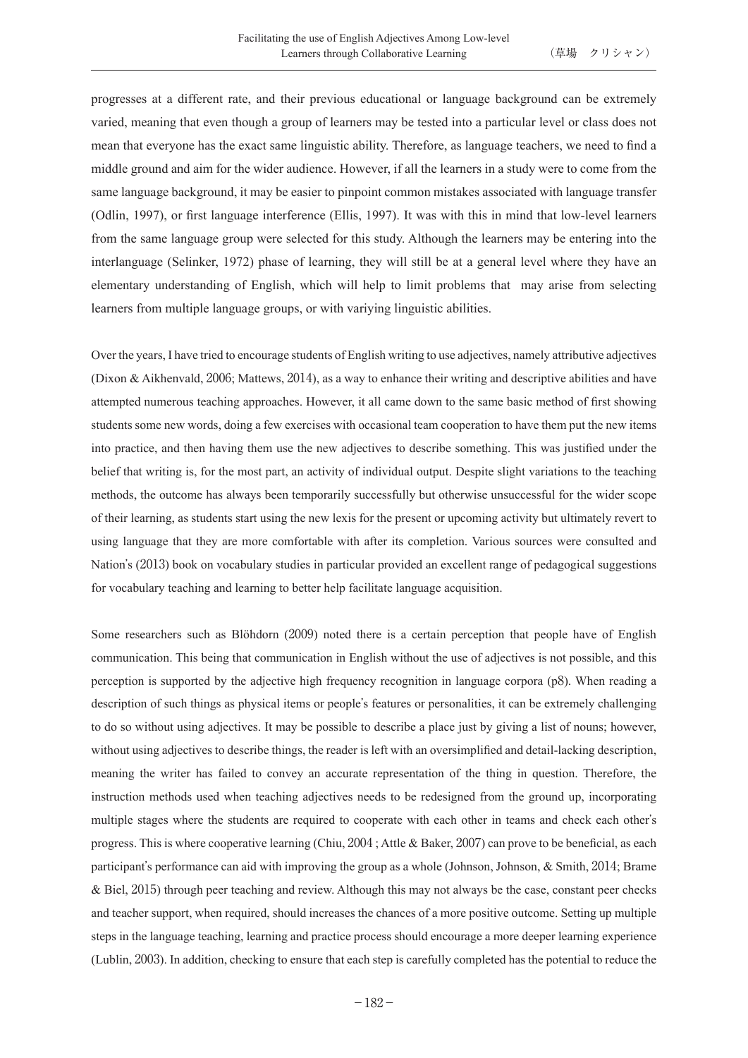progresses at a different rate, and their previous educational or language background can be extremely varied, meaning that even though a group of learners may be tested into a particular level or class does not mean that everyone has the exact same linguistic ability. Therefore, as language teachers, we need to find a middle ground and aim for the wider audience. However, if all the learners in a study were to come from the same language background, it may be easier to pinpoint common mistakes associated with language transfer (Odlin, 1997), or first language interference (Ellis, 1997). It was with this in mind that low-level learners from the same language group were selected for this study. Although the learners may be entering into the interlanguage (Selinker, 1972) phase of learning, they will still be at a general level where they have an elementary understanding of English, which will help to limit problems that may arise from selecting learners from multiple language groups, or with variying linguistic abilities.

Over the years, I have tried to encourage students of English writing to use adjectives, namely attributive adjectives (Dixon & Aikhenvald, 2006; Mattews, 2014), as a way to enhance their writing and descriptive abilities and have attempted numerous teaching approaches. However, it all came down to the same basic method of first showing students some new words, doing a few exercises with occasional team cooperation to have them put the new items into practice, and then having them use the new adjectives to describe something. This was justified under the belief that writing is, for the most part, an activity of individual output. Despite slight variations to the teaching methods, the outcome has always been temporarily successfully but otherwise unsuccessful for the wider scope of their learning, as students start using the new lexis for the present or upcoming activity but ultimately revert to using language that they are more comfortable with after its completion. Various sources were consulted and Nation's (2013) book on vocabulary studies in particular provided an excellent range of pedagogical suggestions for vocabulary teaching and learning to better help facilitate language acquisition.

Some researchers such as Blöhdorn (2009) noted there is a certain perception that people have of English communication. This being that communication in English without the use of adjectives is not possible, and this perception is supported by the adjective high frequency recognition in language corpora (p8). When reading a description of such things as physical items or people's features or personalities, it can be extremely challenging to do so without using adjectives. It may be possible to describe a place just by giving a list of nouns; however, without using adjectives to describe things, the reader is left with an oversimplified and detail-lacking description, meaning the writer has failed to convey an accurate representation of the thing in question. Therefore, the instruction methods used when teaching adjectives needs to be redesigned from the ground up, incorporating multiple stages where the students are required to cooperate with each other in teams and check each other's progress. This is where cooperative learning (Chiu, 2004 ; Attle & Baker, 2007) can prove to be beneficial, as each participant's performance can aid with improving the group as a whole (Johnson, Johnson, & Smith, 2014; Brame & Biel, 2015) through peer teaching and review. Although this may not always be the case, constant peer checks and teacher support, when required, should increases the chances of a more positive outcome. Setting up multiple steps in the language teaching, learning and practice process should encourage a more deeper learning experience (Lublin, 2003). In addition, checking to ensure that each step is carefully completed has the potential to reduce the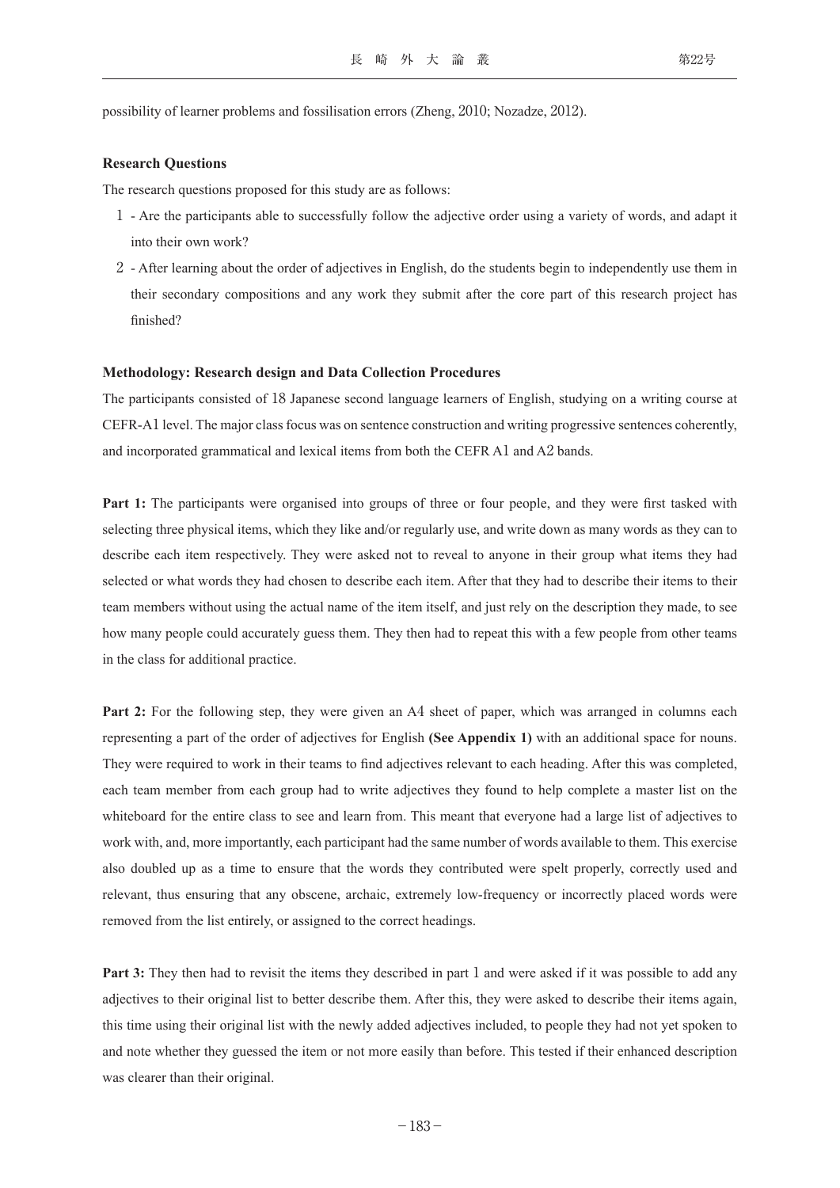possibility of learner problems and fossilisation errors (Zheng, 2010; Nozadze, 2012).

**Research Questions**

The research questions proposed for this study are as follows:

1 - Are the participants able to successfully follow the adjective order using a variety of words, and adapt it into their own work?

2 - After learning about the order of adjectives in English, do the students begin to independently use them in their secondary compositions and any work they submit after the core part of this research project has finished?

**Methodology: Research design and Data Collection Procedures**

The participants consisted of 18 Japanese second language learners of English, studying on a writing course at CEFR-A1 level. The major class focus was on sentence construction and writing progressive sentences coherently, and incorporated grammatical and lexical items from both the CEFR A1 and A2 bands.

**Part 1:** The participants were organised into groups of three or four people, and they were first tasked with selecting three physical items, which they like and/or regularly use, and write down as many words as they can to describe each item respectively. They were asked not to reveal to anyone in their group what items they had selected or what words they had chosen to describe each item. After that they had to describe their items to their team members without using the actual name of the item itself, and just rely on the description they made, to see how many people could accurately guess them. They then had to repeat this with a few people from other teams in the class for additional practice.

**Part 2:** For the following step, they were given an A4 sheet of paper, which was arranged in columns each representing a part of the order of adjectives for English **(See Appendix 1)** with an additional space for nouns. They were required to work in their teams to find adjectives relevant to each heading. After this was completed, each team member from each group had to write adjectives they found to help complete a master list on the whiteboard for the entire class to see and learn from. This meant that everyone had a large list of adjectives to work with, and, more importantly, each participant had the same number of words available to them. This exercise also doubled up as a time to ensure that the words they contributed were spelt properly, correctly used and relevant, thus ensuring that any obscene, archaic, extremely low-frequency or incorrectly placed words were removed from the list entirely, or assigned to the correct headings.

**Part 3:** They then had to revisit the items they described in part 1 and were asked if it was possible to add any adjectives to their original list to better describe them. After this, they were asked to describe their items again, this time using their original list with the newly added adjectives included, to people they had not yet spoken to and note whether they guessed the item or not more easily than before. This tested if their enhanced description was clearer than their original.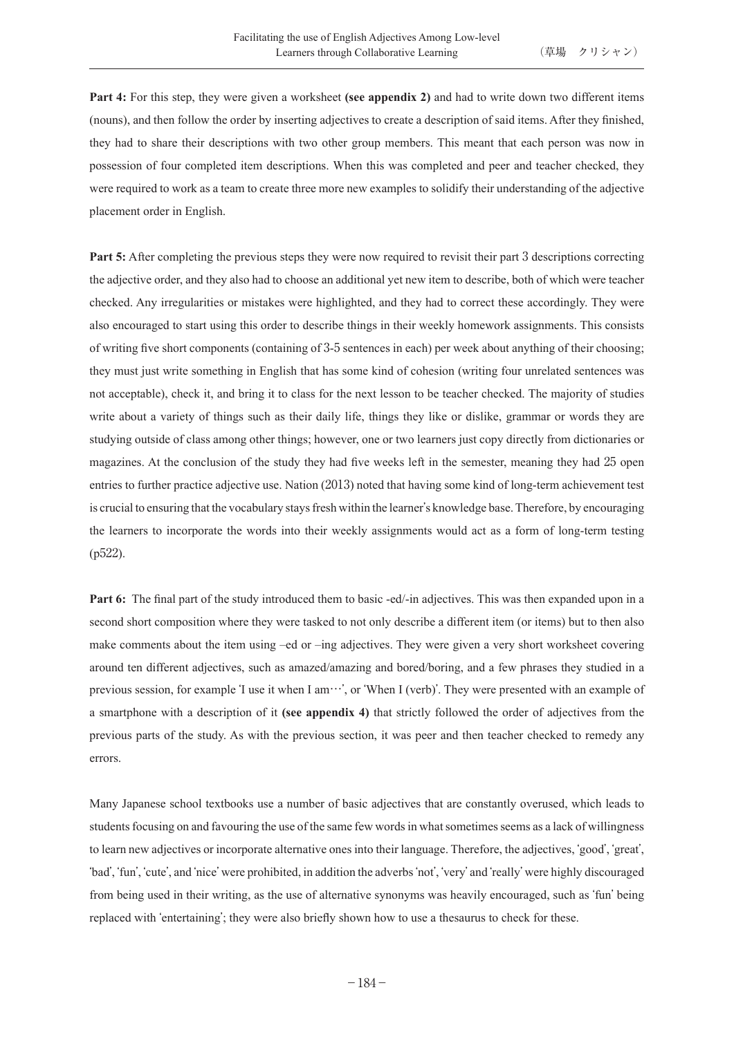**Part 4:** For this step, they were given a worksheet **(see appendix 2)** and had to write down two different items (nouns), and then follow the order by inserting adjectives to create a description of said items. After they finished, they had to share their descriptions with two other group members. This meant that each person was now in possession of four completed item descriptions. When this was completed and peer and teacher checked, they were required to work as a team to create three more new examples to solidify their understanding of the adjective placement order in English.

**Part 5:** After completing the previous steps they were now required to revisit their part 3 descriptions correcting the adjective order, and they also had to choose an additional yet new item to describe, both of which were teacher checked. Any irregularities or mistakes were highlighted, and they had to correct these accordingly. They were also encouraged to start using this order to describe things in their weekly homework assignments. This consists of writing five short components (containing of 3-5 sentences in each) per week about anything of their choosing; they must just write something in English that has some kind of cohesion (writing four unrelated sentences was not acceptable), check it, and bring it to class for the next lesson to be teacher checked. The majority of studies write about a variety of things such as their daily life, things they like or dislike, grammar or words they are studying outside of class among other things; however, one or two learners just copy directly from dictionaries or magazines. At the conclusion of the study they had five weeks left in the semester, meaning they had 25 open entries to further practice adjective use. Nation (2013) noted that having some kind of long-term achievement test is crucial to ensuring that the vocabulary stays fresh within the learner's knowledge base. Therefore, by encouraging the learners to incorporate the words into their weekly assignments would act as a form of long-term testing (p522).

**Part 6:** The final part of the study introduced them to basic -ed/-in adjectives. This was then expanded upon in a second short composition where they were tasked to not only describe a different item (or items) but to then also make comments about the item using –ed or –ing adjectives. They were given a very short worksheet covering around ten different adjectives, such as amazed/amazing and bored/boring, and a few phrases they studied in a previous session, for example 'I use it when I am…', or 'When I (verb)'. They were presented with an example of a smartphone with a description of it **(see appendix 4)** that strictly followed the order of adjectives from the previous parts of the study. As with the previous section, it was peer and then teacher checked to remedy any errors.

Many Japanese school textbooks use a number of basic adjectives that are constantly overused, which leads to students focusing on and favouring the use of the same few words in what sometimes seems as a lack of willingness to learn new adjectives or incorporate alternative ones into their language. Therefore, the adjectives, 'good', 'great', 'bad', 'fun', 'cute', and 'nice' were prohibited, in addition the adverbs 'not', 'very' and 'really' were highly discouraged from being used in their writing, as the use of alternative synonyms was heavily encouraged, such as 'fun' being replaced with 'entertaining'; they were also briefly shown how to use a thesaurus to check for these.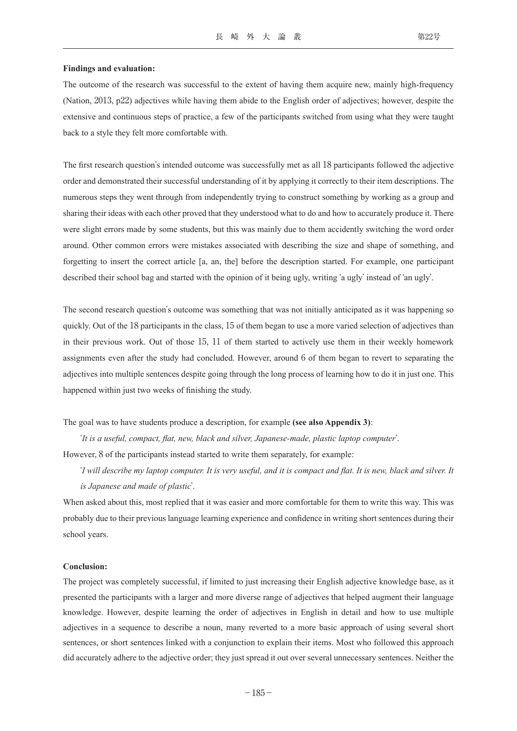**Findings and evaluation:**

The outcome of the research was successful to the extent of having them acquire new, mainly high-frequency (Nation, 2013, p22) adjectives while having them abide to the English order of adjectives; however, despite the extensive and continuous steps of practice, a few of the participants switched from using what they were taught back to a style they felt more comfortable with.

The first research question's intended outcome was successfully met as all 18 participants followed the adjective order and demonstrated their successful understanding of it by applying it correctly to their item descriptions. The numerous steps they went through from independently trying to construct something by working as a group and sharing their ideas with each other proved that they understood what to do and how to accurately produce it. There were slight errors made by some students, but this was mainly due to them accidently switching the word order around. Other common errors were mistakes associated with describing the size and shape of something, and forgetting to insert the correct article [a, an, the] before the description started. For example, one participant described their school bag and started with the opinion of it being ugly, writing 'a ugly' instead of 'an ugly'.

The second research question's outcome was something that was not initially anticipated as it was happening so quickly. Out of the 18 participants in the class, 15 of them began to use a more varied selection of adjectives than in their previous work. Out of those 15, 11 of them started to actively use them in their weekly homework assignments even after the study had concluded. However, around 6 of them began to revert to separating the adjectives into multiple sentences despite going through the long process of learning how to do it in just one. This happened within just two weeks of finishing the study.

The goal was to have students produce a description, for example **(see also Appendix 3)**:

'*It is a useful, compact, flat, new, black and silver, Japanese-made, plastic laptop computer*'.

However, 8 of the participants instead started to write them separately, for example:

'*I will describe my laptop computer. It is very useful, and it is compact and flat. It is new, black and silver. It is Japanese and made of plastic*'.

When asked about this, most replied that it was easier and more comfortable for them to write this way. This was probably due to their previous language learning experience and confidence in writing short sentences during their school years.

**Conclusion:**

The project was completely successful, if limited to just increasing their English adjective knowledge base, as it presented the participants with a larger and more diverse range of adjectives that helped augment their language knowledge. However, despite learning the order of adjectives in English in detail and how to use multiple adjectives in a sequence to describe a noun, many reverted to a more basic approach of using several short sentences, or short sentences linked with a conjunction to explain their items. Most who followed this approach did accurately adhere to the adjective order; they just spread it out over several unnecessary sentences. Neither the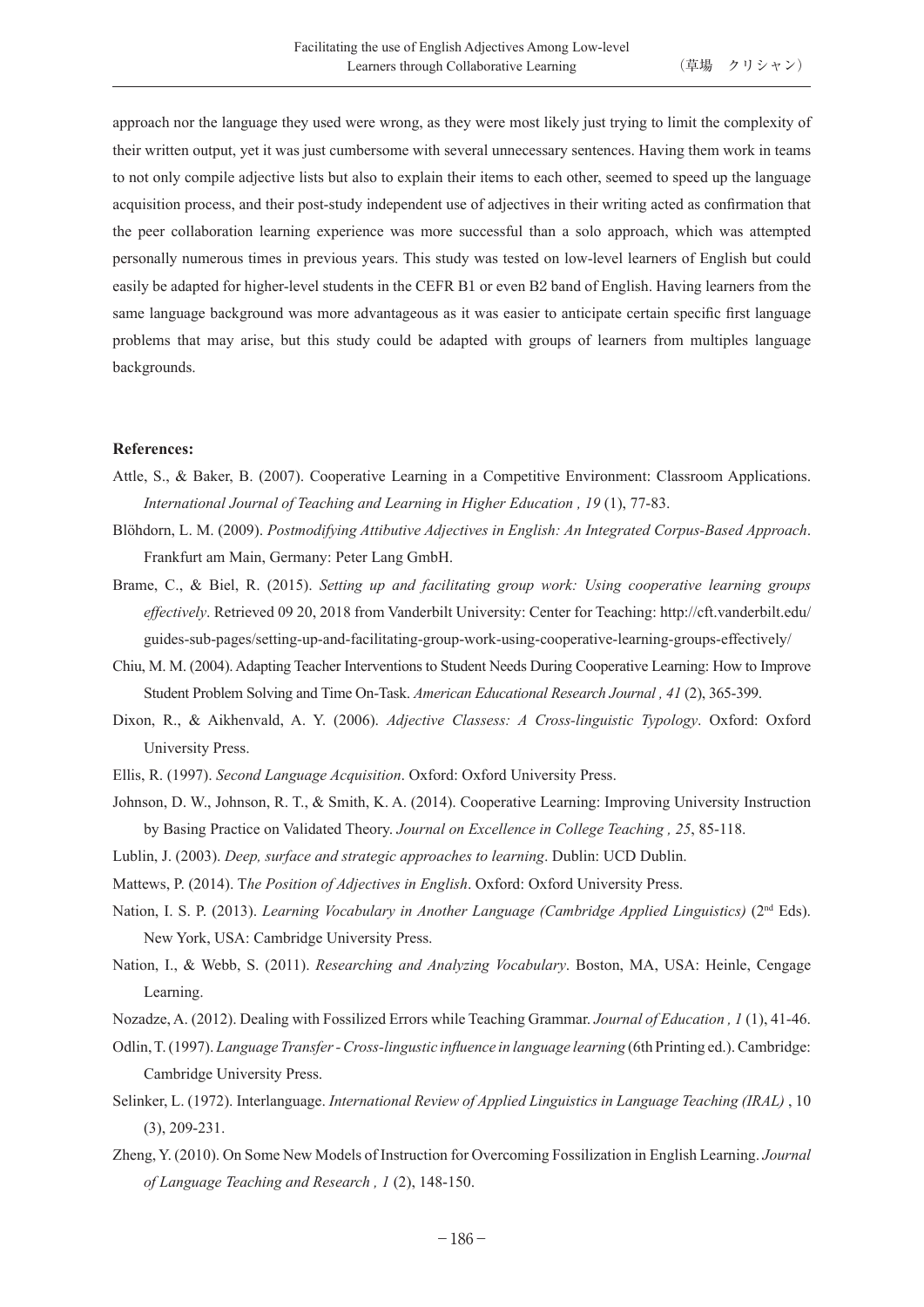approach nor the language they used were wrong, as they were most likely just trying to limit the complexity of their written output, yet it was just cumbersome with several unnecessary sentences. Having them work in teams to not only compile adjective lists but also to explain their items to each other, seemed to speed up the language acquisition process, and their post-study independent use of adjectives in their writing acted as confirmation that the peer collaboration learning experience was more successful than a solo approach, which was attempted personally numerous times in previous years. This study was tested on low-level learners of English but could easily be adapted for higher-level students in the CEFR B1 or even B2 band of English. Having learners from the same language background was more advantageous as it was easier to anticipate certain specific first language problems that may arise, but this study could be adapted with groups of learners from multiples language backgrounds.

**References:**

Attle, S., & Baker, B. (2007). Cooperative Learning in a Competitive Environment: Classroom Applications. *International Journal of Teaching and Learning in Higher Education , 19* (1), 77-83.

Blöhdorn, L. M. (2009). *Postmodifying Attibutive Adjectives in English: An Integrated Corpus-Based Approach*. Frankfurt am Main, Germany: Peter Lang GmbH.

Brame, C., & Biel, R. (2015). *Setting up and facilitating group work: Using cooperative learning groups effectively*. Retrieved 09 20, 2018 from Vanderbilt University: Center for Teaching: http://cft.vanderbilt.edu/guides-sub-pages/setting-up-and-facilitating-group-work-using-cooperative-learning-groups-effectively/

Chiu, M. M. (2004). Adapting Teacher Interventions to Student Needs During Cooperative Learning: How to Improve Student Problem Solving and Time On-Task. *American Educational Research Journal , 41* (2), 365-399.

Dixon, R., & Aikhenvald, A. Y. (2006). *Adjective Classess: A Cross-linguistic Typology*. Oxford: Oxford University Press.

Ellis, R. (1997). *Second Language Acquisition*. Oxford: Oxford University Press.

Johnson, D. W., Johnson, R. T., & Smith, K. A. (2014). Cooperative Learning: Improving University Instruction by Basing Practice on Validated Theory. *Journal on Excellence in College Teaching , 25*, 85-118.

Lublin, J. (2003). *Deep, surface and strategic approaches to learning*. Dublin: UCD Dublin.

Mattews, P. (2014). T*he Position of Adjectives in English*. Oxford: Oxford University Press.

Nation, I. S. P. (2013). *Learning Vocabulary in Another Language (Cambridge Applied Linguistics)* (2nd Eds). New York, USA: Cambridge University Press.

Nation, I., & Webb, S. (2011). *Researching and Analyzing Vocabulary*. Boston, MA, USA: Heinle, Cengage Learning.

Nozadze, A. (2012). Dealing with Fossilized Errors while Teaching Grammar. *Journal of Education , 1* (1), 41-46.

Odlin, T. (1997). *Language Transfer - Cross-lingustic influence in language learning* (6th Printing ed.). Cambridge: Cambridge University Press.

Selinker, L. (1972). Interlanguage. *International Review of Applied Linguistics in Language Teaching (IRAL)* , 10 (3), 209-231.

Zheng, Y. (2010). On Some New Models of Instruction for Overcoming Fossilization in English Learning. *Journal of Language Teaching and Research , 1* (2), 148-150.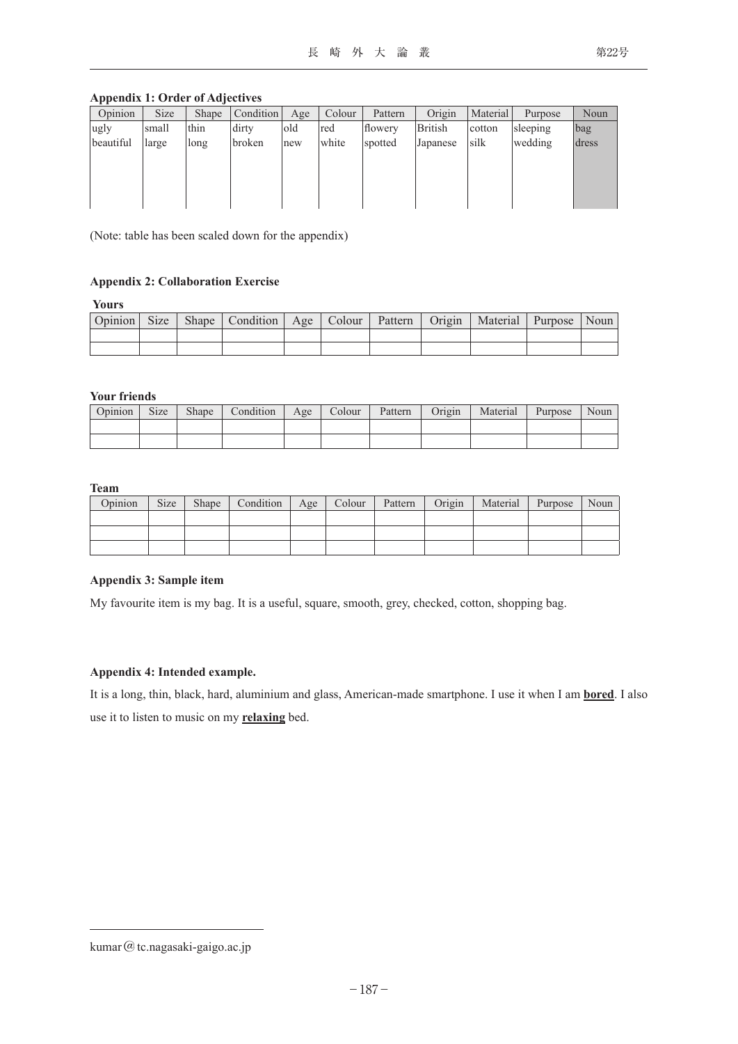**Appendix 1: Order of Adjectives**

| Opinion | Size | Shape | Condition | Age | Colour | Pattern | Origin | Material | Purpose | Noun |
|---|---|---|---|---|---|---|---|---|---|---|
| ugly | small | thin | dirty | old | red | flowery | British | cotton | sleeping | bag |
| beautiful | large | long | broken | new | white | spotted | Japanese | silk | wedding | dress |

(Note: table has been scaled down for the appendix)

**Appendix 2: Collaboration Exercise**

**Yours**

| Opinion | Size | Shape | Condition | Age | Colour | Pattern | Origin | Material | Purpose | Noun |
|---|---|---|---|---|---|---|---|---|---|---|
| | | | | | | | | | | |
| | | | | | | | | | | |

**Your friends**

| Opinion | Size | Shape | Condition | Age | Colour | Pattern | Origin | Material | Purpose | Noun |
|---|---|---|---|---|---|---|---|---|---|---|
| | | | | | | | | | | |
| | | | | | | | | | | |

**Team**

| Opinion | Size | Shape | Condition | Age | Colour | Pattern | Origin | Material | Purpose | Noun |
|---|---|---|---|---|---|---|---|---|---|---|
| | | | | | | | | | | |
| | | | | | | | | | | |
| | | | | | | | | | | |

**Appendix 3: Sample item**

My favourite item is my bag. It is a useful, square, smooth, grey, checked, cotton, shopping bag.

**Appendix 4: Intended example.**

It is a long, thin, black, hard, aluminium and glass, American-made smartphone. I use it when I am **bored**. I also use it to listen to music on my **relaxing** bed.

kumar@tc.nagasaki-gaigo.ac.jp